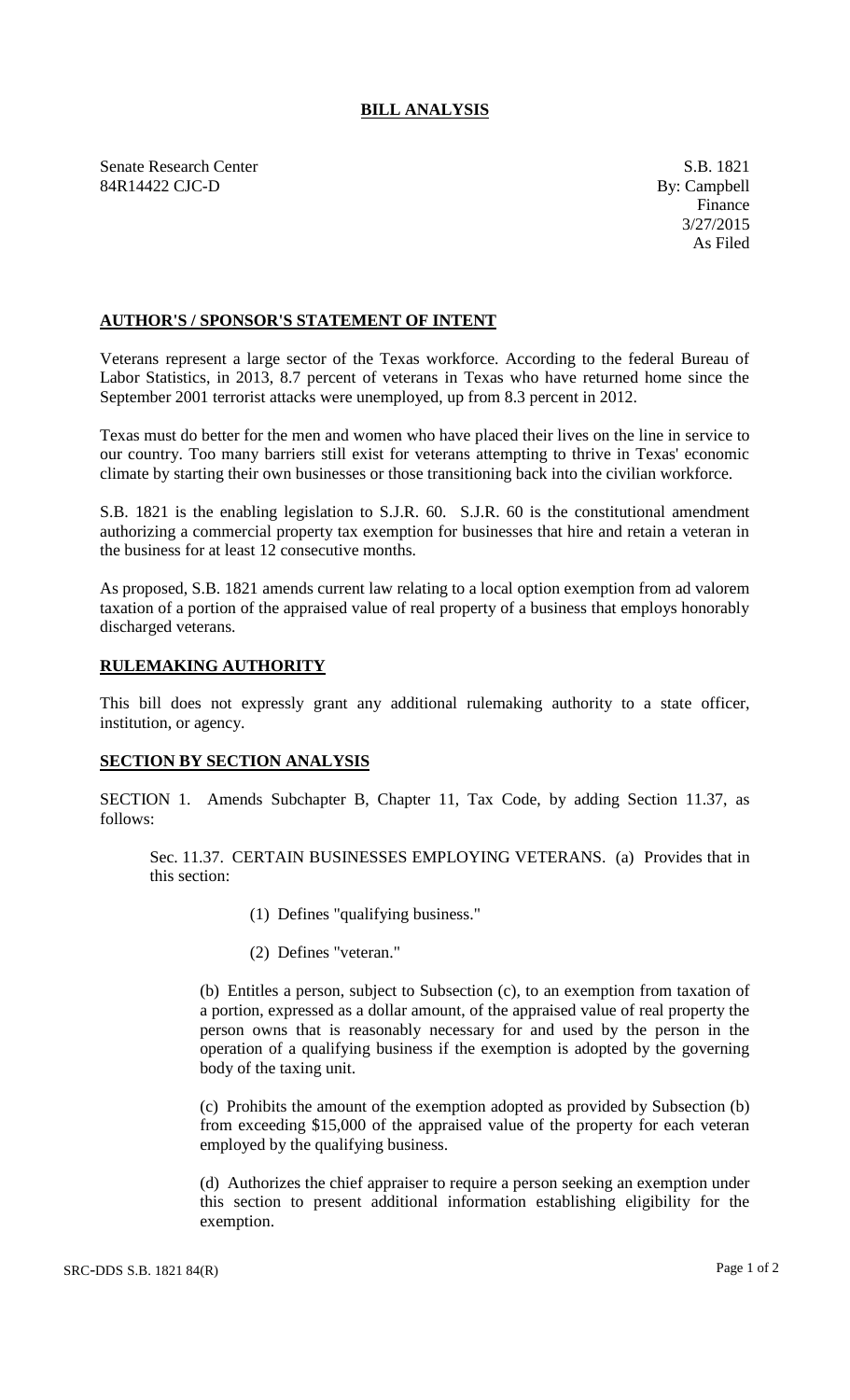# BILL ANALYSIS

Senate Research Center
84R14422 CJC-D

S.B. 1821
By: Campbell
Finance
3/27/2015
As Filed

## AUTHOR'S / SPONSOR'S STATEMENT OF INTENT

Veterans represent a large sector of the Texas workforce. According to the federal Bureau of Labor Statistics, in 2013, 8.7 percent of veterans in Texas who have returned home since the September 2001 terrorist attacks were unemployed, up from 8.3 percent in 2012.

Texas must do better for the men and women who have placed their lives on the line in service to our country. Too many barriers still exist for veterans attempting to thrive in Texas' economic climate by starting their own businesses or those transitioning back into the civilian workforce.

S.B. 1821 is the enabling legislation to S.J.R. 60. S.J.R. 60 is the constitutional amendment authorizing a commercial property tax exemption for businesses that hire and retain a veteran in the business for at least 12 consecutive months.

As proposed, S.B. 1821 amends current law relating to a local option exemption from ad valorem taxation of a portion of the appraised value of real property of a business that employs honorably discharged veterans.

## RULEMAKING AUTHORITY

This bill does not expressly grant any additional rulemaking authority to a state officer, institution, or agency.

## SECTION BY SECTION ANALYSIS

SECTION 1. Amends Subchapter B, Chapter 11, Tax Code, by adding Section 11.37, as follows:

Sec. 11.37. CERTAIN BUSINESSES EMPLOYING VETERANS. (a) Provides that in this section:

(1) Defines "qualifying business."

(2) Defines "veteran."

(b) Entitles a person, subject to Subsection (c), to an exemption from taxation of a portion, expressed as a dollar amount, of the appraised value of real property the person owns that is reasonably necessary for and used by the person in the operation of a qualifying business if the exemption is adopted by the governing body of the taxing unit.

(c) Prohibits the amount of the exemption adopted as provided by Subsection (b) from exceeding $15,000 of the appraised value of the property for each veteran employed by the qualifying business.

(d) Authorizes the chief appraiser to require a person seeking an exemption under this section to present additional information establishing eligibility for the exemption.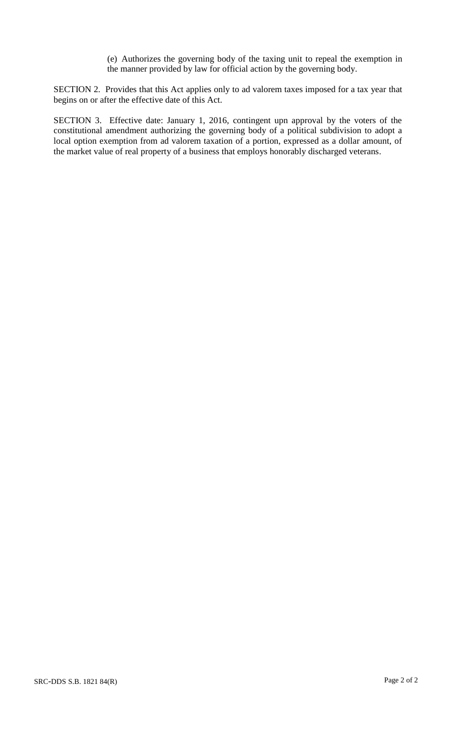(e) Authorizes the governing body of the taxing unit to repeal the exemption in the manner provided by law for official action by the governing body.

SECTION 2. Provides that this Act applies only to ad valorem taxes imposed for a tax year that begins on or after the effective date of this Act.

SECTION 3. Effective date: January 1, 2016, contingent upn approval by the voters of the constitutional amendment authorizing the governing body of a political subdivision to adopt a local option exemption from ad valorem taxation of a portion, expressed as a dollar amount, of the market value of real property of a business that employs honorably discharged veterans.